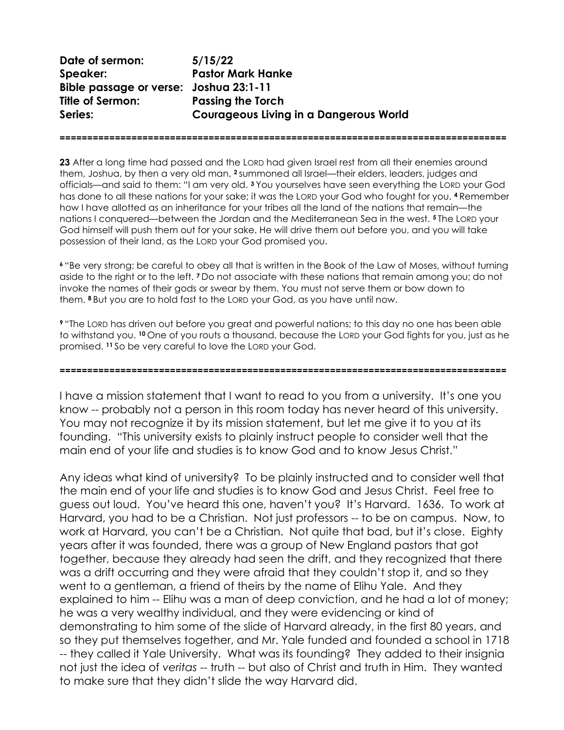**Date of sermon:** 5/15/22
**Speaker:** Pastor Mark Hanke
**Bible passage or verse:** Joshua 23:1-11
**Title of Sermon:** Passing the Torch
**Series:** Courageous Living in a Dangerous World

================================================================================

**23** After a long time had passed and the LORD had given Israel rest from all their enemies around them, Joshua, by then a very old man, **2** summoned all Israel—their elders, leaders, judges and officials—and said to them: "I am very old. **3** You yourselves have seen everything the LORD your God has done to all these nations for your sake; it was the LORD your God who fought for you. **4** Remember how I have allotted as an inheritance for your tribes all the land of the nations that remain—the nations I conquered—between the Jordan and the Mediterranean Sea in the west. **5** The LORD your God himself will push them out for your sake. He will drive them out before you, and you will take possession of their land, as the LORD your God promised you.

**6** "Be very strong; be careful to obey all that is written in the Book of the Law of Moses, without turning aside to the right or to the left. **7** Do not associate with these nations that remain among you; do not invoke the names of their gods or swear by them. You must not serve them or bow down to them. **8** But you are to hold fast to the LORD your God, as you have until now.

**9** "The LORD has driven out before you great and powerful nations; to this day no one has been able to withstand you. **10** One of you routs a thousand, because the LORD your God fights for you, just as he promised. **11** So be very careful to love the LORD your God.

================================================================================

I have a mission statement that I want to read to you from a university. It's one you know -- probably not a person in this room today has never heard of this university. You may not recognize it by its mission statement, but let me give it to you at its founding. "This university exists to plainly instruct people to consider well that the main end of your life and studies is to know God and to know Jesus Christ."

Any ideas what kind of university? To be plainly instructed and to consider well that the main end of your life and studies is to know God and Jesus Christ. Feel free to guess out loud. You've heard this one, haven't you? It's Harvard. 1636. To work at Harvard, you had to be a Christian. Not just professors -- to be on campus. Now, to work at Harvard, you can't be a Christian. Not quite that bad, but it's close. Eighty years after it was founded, there was a group of New England pastors that got together, because they already had seen the drift, and they recognized that there was a drift occurring and they were afraid that they couldn't stop it, and so they went to a gentleman, a friend of theirs by the name of Elihu Yale. And they explained to him -- Elihu was a man of deep conviction, and he had a lot of money; he was a very wealthy individual, and they were evidencing or kind of demonstrating to him some of the slide of Harvard already, in the first 80 years, and so they put themselves together, and Mr. Yale funded and founded a school in 1718 -- they called it Yale University. What was its founding? They added to their insignia not just the idea of *veritas* -- truth -- but also of Christ and truth in Him. They wanted to make sure that they didn't slide the way Harvard did.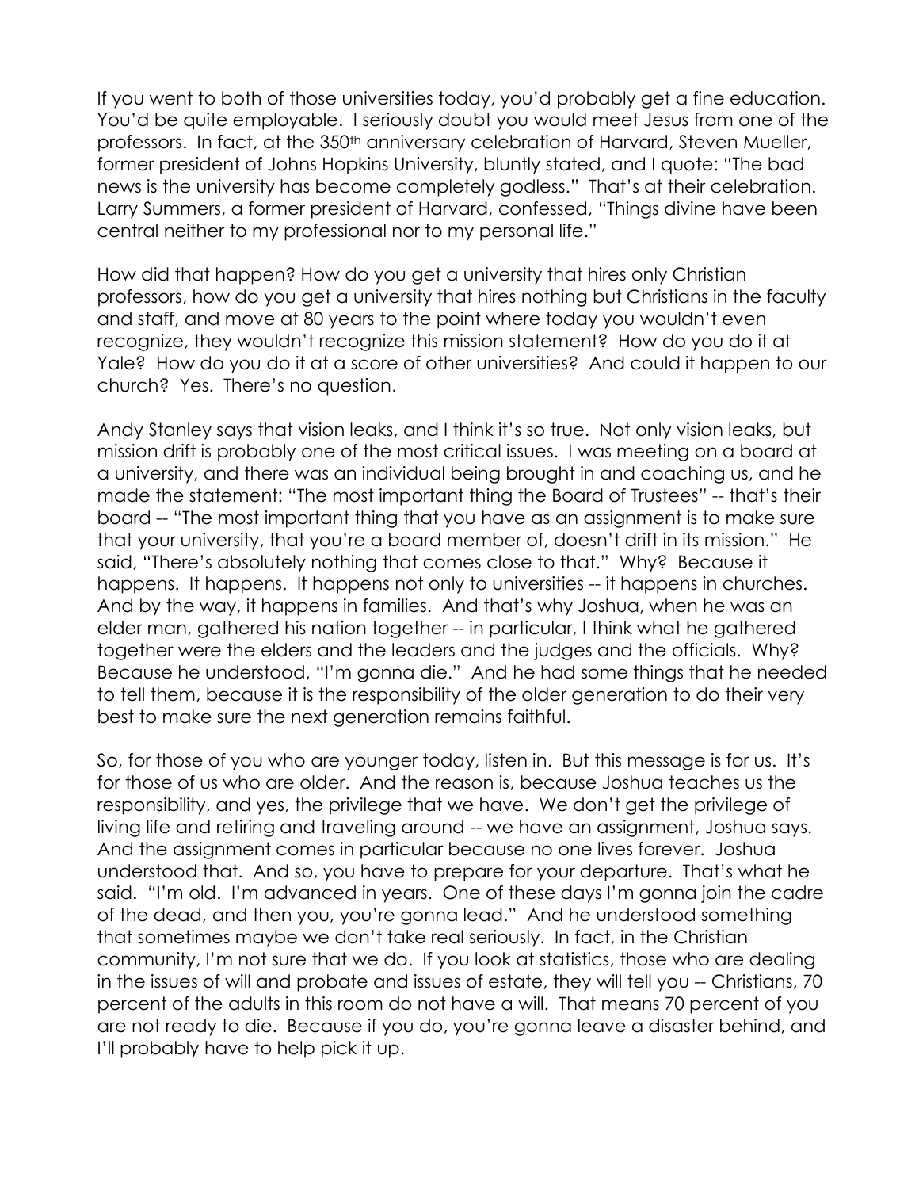If you went to both of those universities today, you'd probably get a fine education. You'd be quite employable. I seriously doubt you would meet Jesus from one of the professors. In fact, at the 350th anniversary celebration of Harvard, Steven Mueller, former president of Johns Hopkins University, bluntly stated, and I quote: "The bad news is the university has become completely godless." That's at their celebration. Larry Summers, a former president of Harvard, confessed, "Things divine have been central neither to my professional nor to my personal life."

How did that happen? How do you get a university that hires only Christian professors, how do you get a university that hires nothing but Christians in the faculty and staff, and move at 80 years to the point where today you wouldn't even recognize, they wouldn't recognize this mission statement? How do you do it at Yale? How do you do it at a score of other universities? And could it happen to our church? Yes. There's no question.

Andy Stanley says that vision leaks, and I think it's so true. Not only vision leaks, but mission drift is probably one of the most critical issues. I was meeting on a board at a university, and there was an individual being brought in and coaching us, and he made the statement: "The most important thing the Board of Trustees" -- that's their board -- "The most important thing that you have as an assignment is to make sure that your university, that you're a board member of, doesn't drift in its mission." He said, "There's absolutely nothing that comes close to that." Why? Because it happens. It happens. It happens not only to universities -- it happens in churches. And by the way, it happens in families. And that's why Joshua, when he was an elder man, gathered his nation together -- in particular, I think what he gathered together were the elders and the leaders and the judges and the officials. Why? Because he understood, "I'm gonna die." And he had some things that he needed to tell them, because it is the responsibility of the older generation to do their very best to make sure the next generation remains faithful.

So, for those of you who are younger today, listen in. But this message is for us. It's for those of us who are older. And the reason is, because Joshua teaches us the responsibility, and yes, the privilege that we have. We don't get the privilege of living life and retiring and traveling around -- we have an assignment, Joshua says. And the assignment comes in particular because no one lives forever. Joshua understood that. And so, you have to prepare for your departure. That's what he said. "I'm old. I'm advanced in years. One of these days I'm gonna join the cadre of the dead, and then you, you're gonna lead." And he understood something that sometimes maybe we don't take real seriously. In fact, in the Christian community, I'm not sure that we do. If you look at statistics, those who are dealing in the issues of will and probate and issues of estate, they will tell you -- Christians, 70 percent of the adults in this room do not have a will. That means 70 percent of you are not ready to die. Because if you do, you're gonna leave a disaster behind, and I'll probably have to help pick it up.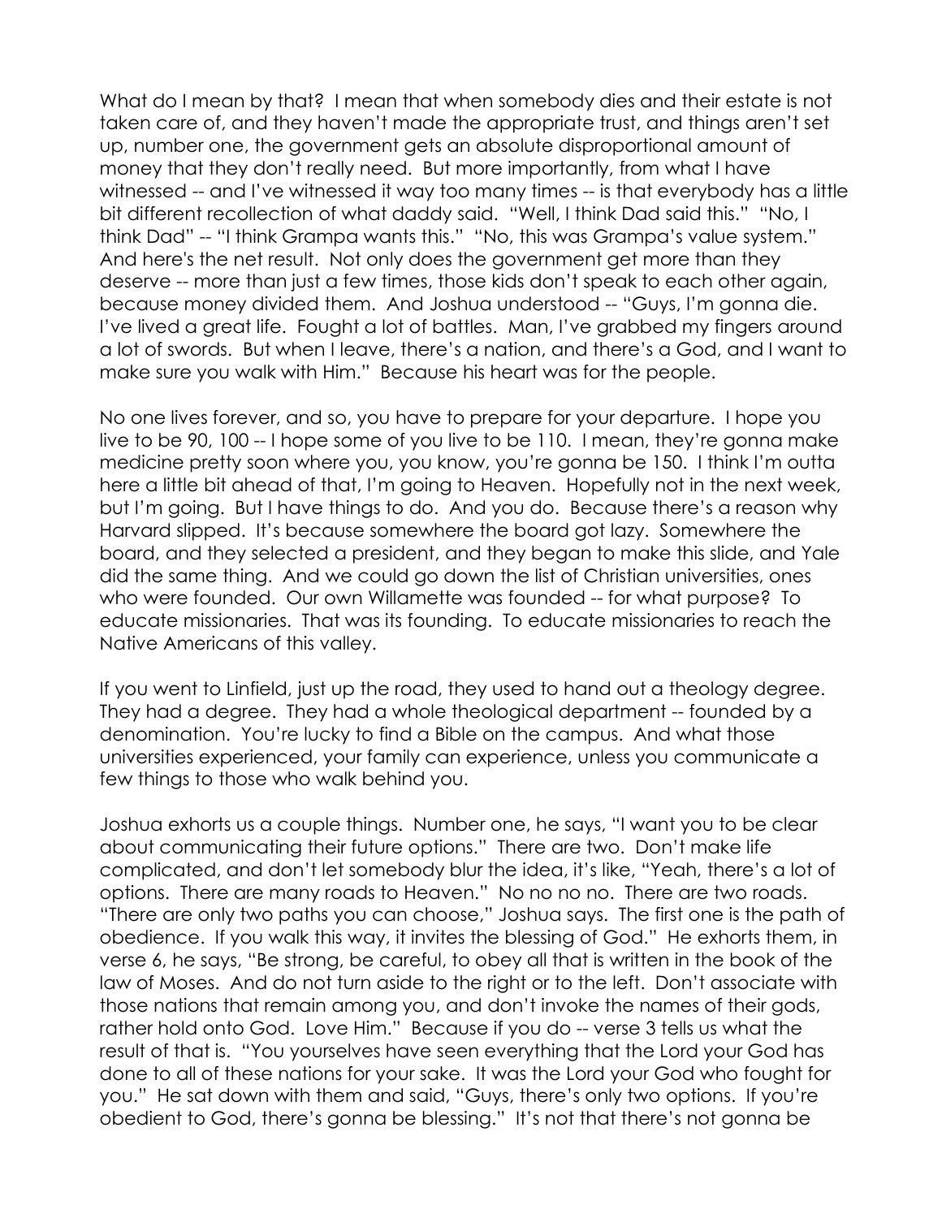What do I mean by that? I mean that when somebody dies and their estate is not taken care of, and they haven't made the appropriate trust, and things aren't set up, number one, the government gets an absolute disproportional amount of money that they don't really need. But more importantly, from what I have witnessed -- and I've witnessed it way too many times -- is that everybody has a little bit different recollection of what daddy said. "Well, I think Dad said this." "No, I think Dad" -- "I think Grampa wants this." "No, this was Grampa's value system." And here's the net result. Not only does the government get more than they deserve -- more than just a few times, those kids don't speak to each other again, because money divided them. And Joshua understood -- "Guys, I'm gonna die. I've lived a great life. Fought a lot of battles. Man, I've grabbed my fingers around a lot of swords. But when I leave, there's a nation, and there's a God, and I want to make sure you walk with Him." Because his heart was for the people.

No one lives forever, and so, you have to prepare for your departure. I hope you live to be 90, 100 -- I hope some of you live to be 110. I mean, they're gonna make medicine pretty soon where you, you know, you're gonna be 150. I think I'm outta here a little bit ahead of that, I'm going to Heaven. Hopefully not in the next week, but I'm going. But I have things to do. And you do. Because there's a reason why Harvard slipped. It's because somewhere the board got lazy. Somewhere the board, and they selected a president, and they began to make this slide, and Yale did the same thing. And we could go down the list of Christian universities, ones who were founded. Our own Willamette was founded -- for what purpose? To educate missionaries. That was its founding. To educate missionaries to reach the Native Americans of this valley.

If you went to Linfield, just up the road, they used to hand out a theology degree. They had a degree. They had a whole theological department -- founded by a denomination. You're lucky to find a Bible on the campus. And what those universities experienced, your family can experience, unless you communicate a few things to those who walk behind you.

Joshua exhorts us a couple things. Number one, he says, "I want you to be clear about communicating their future options." There are two. Don't make life complicated, and don't let somebody blur the idea, it's like, "Yeah, there's a lot of options. There are many roads to Heaven." No no no. There are two roads. "There are only two paths you can choose," Joshua says. The first one is the path of obedience. If you walk this way, it invites the blessing of God." He exhorts them, in verse 6, he says, "Be strong, be careful, to obey all that is written in the book of the law of Moses. And do not turn aside to the right or to the left. Don't associate with those nations that remain among you, and don't invoke the names of their gods, rather hold onto God. Love Him." Because if you do -- verse 3 tells us what the result of that is. "You yourselves have seen everything that the Lord your God has done to all of these nations for your sake. It was the Lord your God who fought for you." He sat down with them and said, "Guys, there's only two options. If you're obedient to God, there's gonna be blessing." It's not that there's not gonna be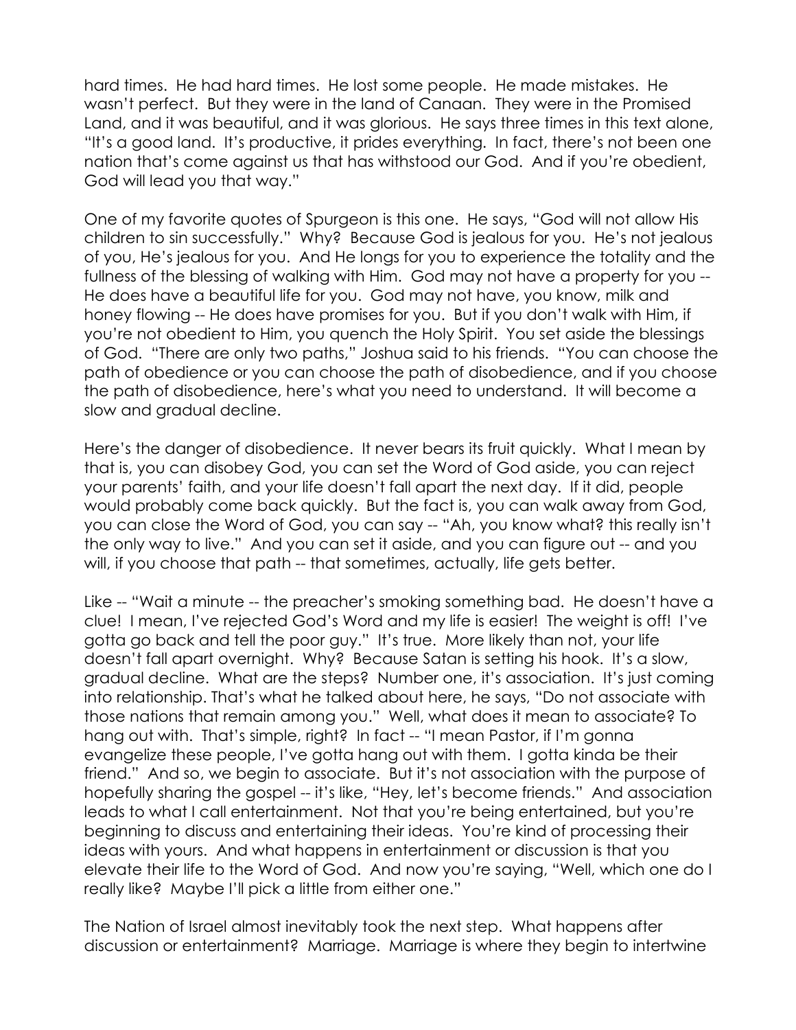hard times. He had hard times. He lost some people. He made mistakes. He wasn't perfect. But they were in the land of Canaan. They were in the Promised Land, and it was beautiful, and it was glorious. He says three times in this text alone, "It's a good land. It's productive, it prides everything. In fact, there's not been one nation that's come against us that has withstood our God. And if you're obedient, God will lead you that way."

One of my favorite quotes of Spurgeon is this one. He says, "God will not allow His children to sin successfully." Why? Because God is jealous for you. He's not jealous of you, He's jealous for you. And He longs for you to experience the totality and the fullness of the blessing of walking with Him. God may not have a property for you -- He does have a beautiful life for you. God may not have, you know, milk and honey flowing -- He does have promises for you. But if you don't walk with Him, if you're not obedient to Him, you quench the Holy Spirit. You set aside the blessings of God. "There are only two paths," Joshua said to his friends. "You can choose the path of obedience or you can choose the path of disobedience, and if you choose the path of disobedience, here's what you need to understand. It will become a slow and gradual decline.

Here's the danger of disobedience. It never bears its fruit quickly. What I mean by that is, you can disobey God, you can set the Word of God aside, you can reject your parents' faith, and your life doesn't fall apart the next day. If it did, people would probably come back quickly. But the fact is, you can walk away from God, you can close the Word of God, you can say -- "Ah, you know what? this really isn't the only way to live." And you can set it aside, and you can figure out -- and you will, if you choose that path -- that sometimes, actually, life gets better.

Like -- "Wait a minute -- the preacher's smoking something bad. He doesn't have a clue! I mean, I've rejected God's Word and my life is easier! The weight is off! I've gotta go back and tell the poor guy." It's true. More likely than not, your life doesn't fall apart overnight. Why? Because Satan is setting his hook. It's a slow, gradual decline. What are the steps? Number one, it's association. It's just coming into relationship. That's what he talked about here, he says, "Do not associate with those nations that remain among you." Well, what does it mean to associate? To hang out with. That's simple, right? In fact -- "I mean Pastor, if I'm gonna evangelize these people, I've gotta hang out with them. I gotta kinda be their friend." And so, we begin to associate. But it's not association with the purpose of hopefully sharing the gospel -- it's like, "Hey, let's become friends." And association leads to what I call entertainment. Not that you're being entertained, but you're beginning to discuss and entertaining their ideas. You're kind of processing their ideas with yours. And what happens in entertainment or discussion is that you elevate their life to the Word of God. And now you're saying, "Well, which one do I really like? Maybe I'll pick a little from either one."

The Nation of Israel almost inevitably took the next step. What happens after discussion or entertainment? Marriage. Marriage is where they begin to intertwine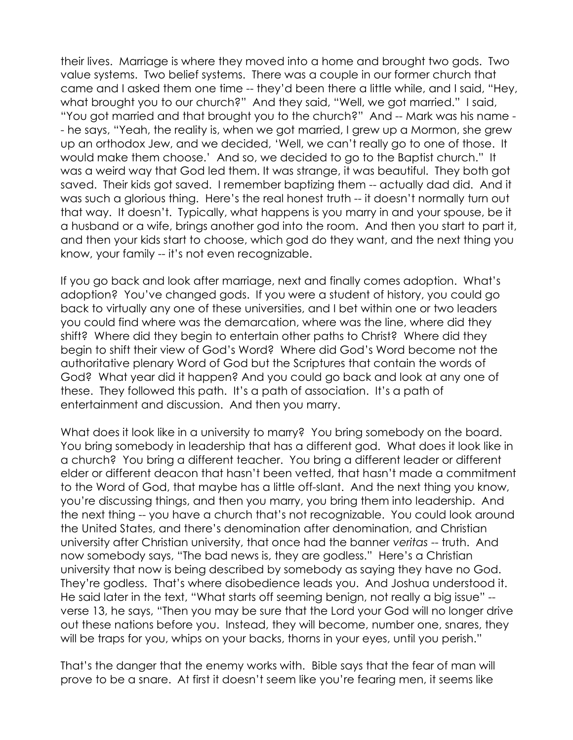their lives. Marriage is where they moved into a home and brought two gods. Two value systems. Two belief systems. There was a couple in our former church that came and I asked them one time -- they'd been there a little while, and I said, "Hey, what brought you to our church?" And they said, "Well, we got married." I said, "You got married and that brought you to the church?" And -- Mark was his name -- he says, "Yeah, the reality is, when we got married, I grew up a Mormon, she grew up an orthodox Jew, and we decided, 'Well, we can't really go to one of those. It would make them choose.' And so, we decided to go to the Baptist church." It was a weird way that God led them. It was strange, it was beautiful. They both got saved. Their kids got saved. I remember baptizing them -- actually dad did. And it was such a glorious thing. Here's the real honest truth -- it doesn't normally turn out that way. It doesn't. Typically, what happens is you marry in and your spouse, be it a husband or a wife, brings another god into the room. And then you start to part it, and then your kids start to choose, which god do they want, and the next thing you know, your family -- it's not even recognizable.

If you go back and look after marriage, next and finally comes adoption. What's adoption? You've changed gods. If you were a student of history, you could go back to virtually any one of these universities, and I bet within one or two leaders you could find where was the demarcation, where was the line, where did they shift? Where did they begin to entertain other paths to Christ? Where did they begin to shift their view of God's Word? Where did God's Word become not the authoritative plenary Word of God but the Scriptures that contain the words of God? What year did it happen? And you could go back and look at any one of these. They followed this path. It's a path of association. It's a path of entertainment and discussion. And then you marry.

What does it look like in a university to marry? You bring somebody on the board. You bring somebody in leadership that has a different god. What does it look like in a church? You bring a different teacher. You bring a different leader or different elder or different deacon that hasn't been vetted, that hasn't made a commitment to the Word of God, that maybe has a little off-slant. And the next thing you know, you're discussing things, and then you marry, you bring them into leadership. And the next thing -- you have a church that's not recognizable. You could look around the United States, and there's denomination after denomination, and Christian university after Christian university, that once had the banner *veritas* -- truth. And now somebody says, "The bad news is, they are godless." Here's a Christian university that now is being described by somebody as saying they have no God. They're godless. That's where disobedience leads you. And Joshua understood it. He said later in the text, "What starts off seeming benign, not really a big issue" -- verse 13, he says, "Then you may be sure that the Lord your God will no longer drive out these nations before you. Instead, they will become, number one, snares, they will be traps for you, whips on your backs, thorns in your eyes, until you perish."

That's the danger that the enemy works with. Bible says that the fear of man will prove to be a snare. At first it doesn't seem like you're fearing men, it seems like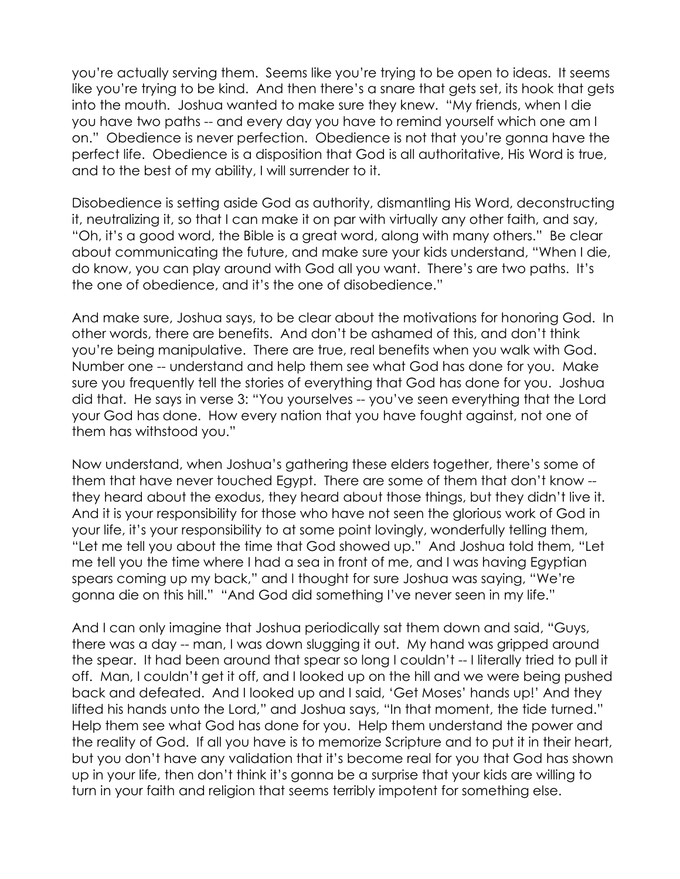you're actually serving them. Seems like you're trying to be open to ideas. It seems like you're trying to be kind. And then there's a snare that gets set, its hook that gets into the mouth. Joshua wanted to make sure they knew. "My friends, when I die you have two paths -- and every day you have to remind yourself which one am I on." Obedience is never perfection. Obedience is not that you're gonna have the perfect life. Obedience is a disposition that God is all authoritative, His Word is true, and to the best of my ability, I will surrender to it.

Disobedience is setting aside God as authority, dismantling His Word, deconstructing it, neutralizing it, so that I can make it on par with virtually any other faith, and say, "Oh, it's a good word, the Bible is a great word, along with many others." Be clear about communicating the future, and make sure your kids understand, "When I die, do know, you can play around with God all you want. There's are two paths. It's the one of obedience, and it's the one of disobedience."

And make sure, Joshua says, to be clear about the motivations for honoring God. In other words, there are benefits. And don't be ashamed of this, and don't think you're being manipulative. There are true, real benefits when you walk with God. Number one -- understand and help them see what God has done for you. Make sure you frequently tell the stories of everything that God has done for you. Joshua did that. He says in verse 3: "You yourselves -- you've seen everything that the Lord your God has done. How every nation that you have fought against, not one of them has withstood you."

Now understand, when Joshua's gathering these elders together, there's some of them that have never touched Egypt. There are some of them that don't know -- they heard about the exodus, they heard about those things, but they didn't live it. And it is your responsibility for those who have not seen the glorious work of God in your life, it's your responsibility to at some point lovingly, wonderfully telling them, "Let me tell you about the time that God showed up." And Joshua told them, "Let me tell you the time where I had a sea in front of me, and I was having Egyptian spears coming up my back," and I thought for sure Joshua was saying, "We're gonna die on this hill." "And God did something I've never seen in my life."

And I can only imagine that Joshua periodically sat them down and said, "Guys, there was a day -- man, I was down slugging it out. My hand was gripped around the spear. It had been around that spear so long I couldn't -- I literally tried to pull it off. Man, I couldn't get it off, and I looked up on the hill and we were being pushed back and defeated. And I looked up and I said, 'Get Moses' hands up!' And they lifted his hands unto the Lord," and Joshua says, "In that moment, the tide turned." Help them see what God has done for you. Help them understand the power and the reality of God. If all you have is to memorize Scripture and to put it in their heart, but you don't have any validation that it's become real for you that God has shown up in your life, then don't think it's gonna be a surprise that your kids are willing to turn in your faith and religion that seems terribly impotent for something else.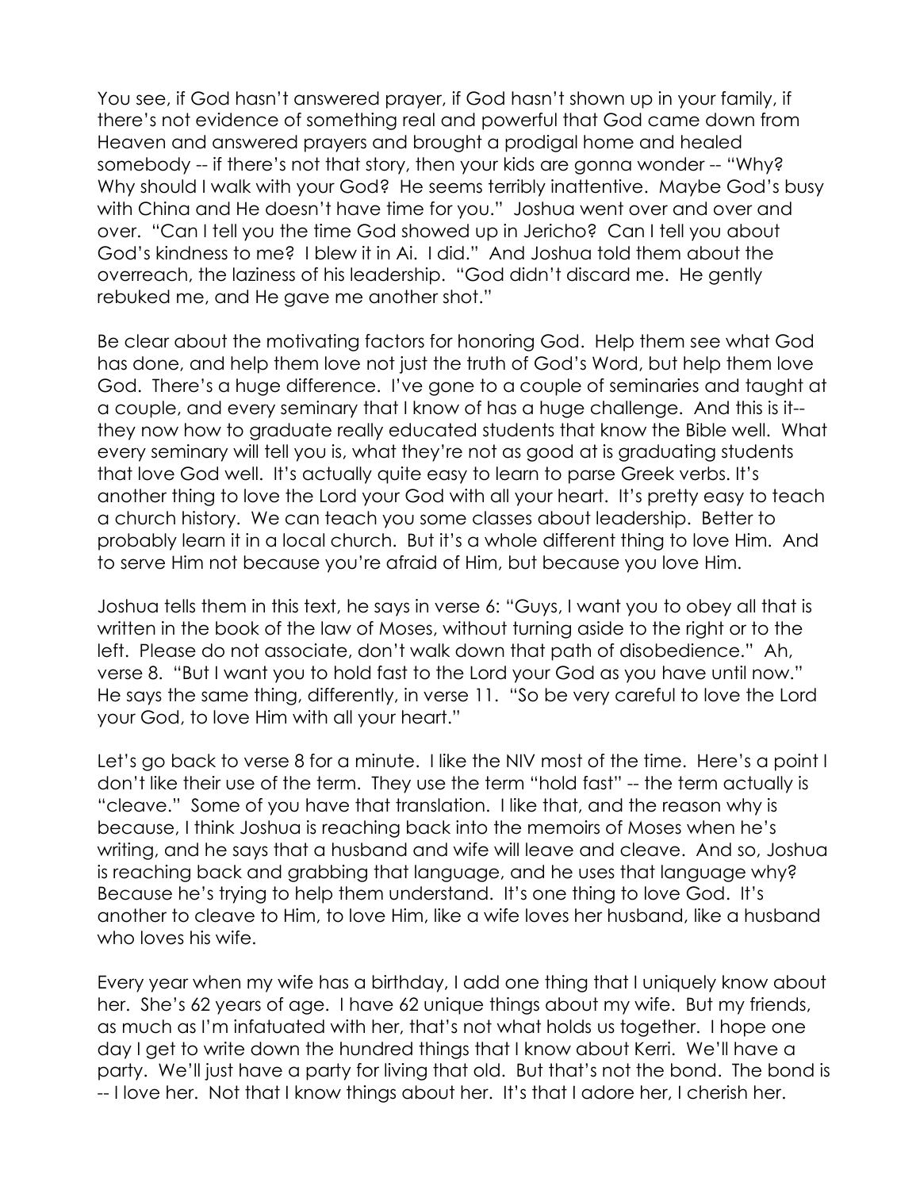You see, if God hasn't answered prayer, if God hasn't shown up in your family, if there's not evidence of something real and powerful that God came down from Heaven and answered prayers and brought a prodigal home and healed somebody -- if there's not that story, then your kids are gonna wonder -- "Why? Why should I walk with your God? He seems terribly inattentive. Maybe God's busy with China and He doesn't have time for you." Joshua went over and over and over. "Can I tell you the time God showed up in Jericho? Can I tell you about God's kindness to me? I blew it in Ai. I did." And Joshua told them about the overreach, the laziness of his leadership. "God didn't discard me. He gently rebuked me, and He gave me another shot."

Be clear about the motivating factors for honoring God. Help them see what God has done, and help them love not just the truth of God's Word, but help them love God. There's a huge difference. I've gone to a couple of seminaries and taught at a couple, and every seminary that I know of has a huge challenge. And this is it-- they now how to graduate really educated students that know the Bible well. What every seminary will tell you is, what they're not as good at is graduating students that love God well. It's actually quite easy to learn to parse Greek verbs. It's another thing to love the Lord your God with all your heart. It's pretty easy to teach a church history. We can teach you some classes about leadership. Better to probably learn it in a local church. But it's a whole different thing to love Him. And to serve Him not because you're afraid of Him, but because you love Him.

Joshua tells them in this text, he says in verse 6: "Guys, I want you to obey all that is written in the book of the law of Moses, without turning aside to the right or to the left. Please do not associate, don't walk down that path of disobedience." Ah, verse 8. "But I want you to hold fast to the Lord your God as you have until now." He says the same thing, differently, in verse 11. "So be very careful to love the Lord your God, to love Him with all your heart."

Let's go back to verse 8 for a minute. I like the NIV most of the time. Here's a point I don't like their use of the term. They use the term "hold fast" -- the term actually is "cleave." Some of you have that translation. I like that, and the reason why is because, I think Joshua is reaching back into the memoirs of Moses when he's writing, and he says that a husband and wife will leave and cleave. And so, Joshua is reaching back and grabbing that language, and he uses that language why? Because he's trying to help them understand. It's one thing to love God. It's another to cleave to Him, to love Him, like a wife loves her husband, like a husband who loves his wife.

Every year when my wife has a birthday, I add one thing that I uniquely know about her. She's 62 years of age. I have 62 unique things about my wife. But my friends, as much as I'm infatuated with her, that's not what holds us together. I hope one day I get to write down the hundred things that I know about Kerri. We'll have a party. We'll just have a party for living that old. But that's not the bond. The bond is -- I love her. Not that I know things about her. It's that I adore her, I cherish her.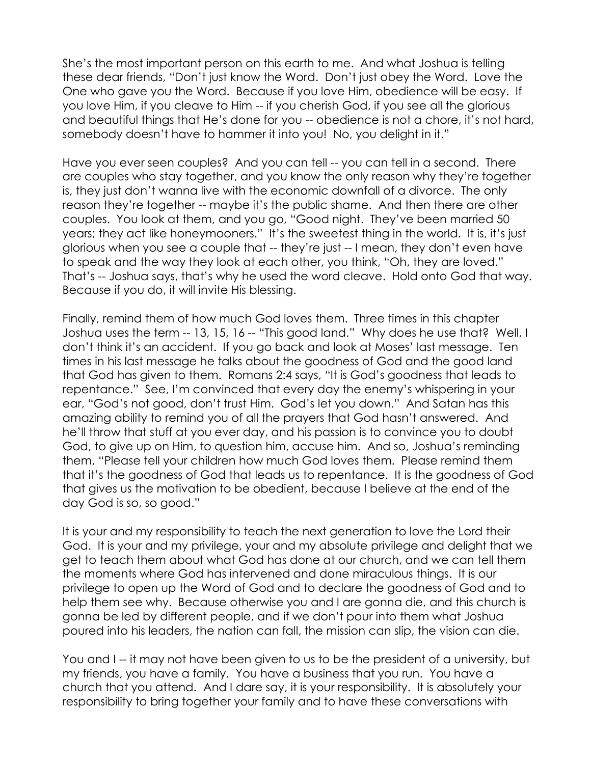She's the most important person on this earth to me. And what Joshua is telling these dear friends, "Don't just know the Word. Don't just obey the Word. Love the One who gave you the Word. Because if you love Him, obedience will be easy. If you love Him, if you cleave to Him -- if you cherish God, if you see all the glorious and beautiful things that He's done for you -- obedience is not a chore, it's not hard, somebody doesn't have to hammer it into you! No, you delight in it."

Have you ever seen couples? And you can tell -- you can tell in a second. There are couples who stay together, and you know the only reason why they're together is, they just don't wanna live with the economic downfall of a divorce. The only reason they're together -- maybe it's the public shame. And then there are other couples. You look at them, and you go, "Good night. They've been married 50 years; they act like honeymooners." It's the sweetest thing in the world. It is, it's just glorious when you see a couple that -- they're just -- I mean, they don't even have to speak and the way they look at each other, you think, "Oh, they are loved." That's -- Joshua says, that's why he used the word cleave. Hold onto God that way. Because if you do, it will invite His blessing.

Finally, remind them of how much God loves them. Three times in this chapter Joshua uses the term -- 13, 15, 16 -- "This good land." Why does he use that? Well, I don't think it's an accident. If you go back and look at Moses' last message. Ten times in his last message he talks about the goodness of God and the good land that God has given to them. Romans 2:4 says, "It is God's goodness that leads to repentance." See, I'm convinced that every day the enemy's whispering in your ear, "God's not good, don't trust Him. God's let you down." And Satan has this amazing ability to remind you of all the prayers that God hasn't answered. And he'll throw that stuff at you ever day, and his passion is to convince you to doubt God, to give up on Him, to question him, accuse him. And so, Joshua's reminding them, "Please tell your children how much God loves them. Please remind them that it's the goodness of God that leads us to repentance. It is the goodness of God that gives us the motivation to be obedient, because I believe at the end of the day God is so, so good."

It is your and my responsibility to teach the next generation to love the Lord their God. It is your and my privilege, your and my absolute privilege and delight that we get to teach them about what God has done at our church, and we can tell them the moments where God has intervened and done miraculous things. It is our privilege to open up the Word of God and to declare the goodness of God and to help them see why. Because otherwise you and I are gonna die, and this church is gonna be led by different people, and if we don't pour into them what Joshua poured into his leaders, the nation can fall, the mission can slip, the vision can die.

You and I -- it may not have been given to us to be the president of a university, but my friends, you have a family. You have a business that you run. You have a church that you attend. And I dare say, it is your responsibility. It is absolutely your responsibility to bring together your family and to have these conversations with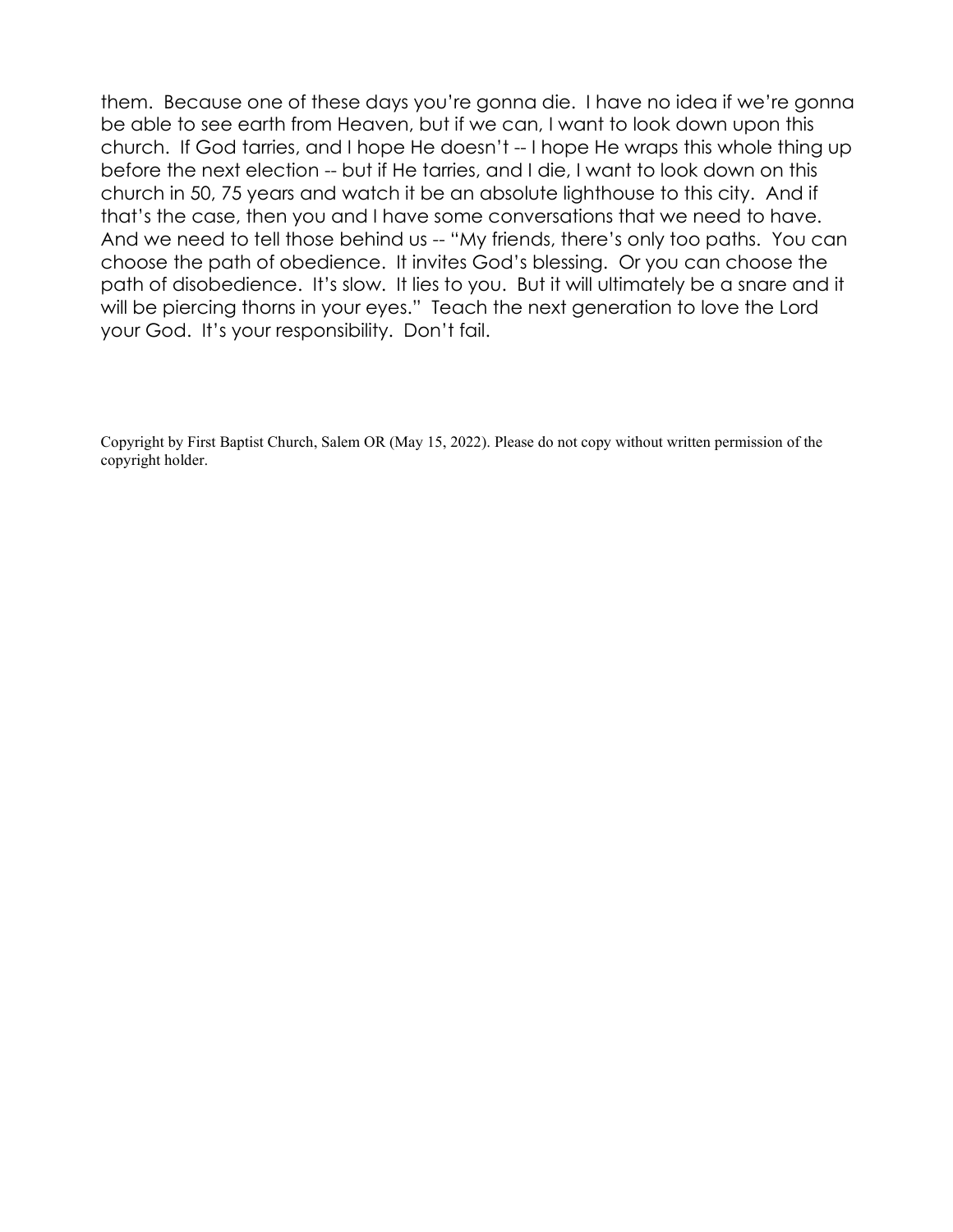them. Because one of these days you're gonna die. I have no idea if we're gonna be able to see earth from Heaven, but if we can, I want to look down upon this church. If God tarries, and I hope He doesn't -- I hope He wraps this whole thing up before the next election -- but if He tarries, and I die, I want to look down on this church in 50, 75 years and watch it be an absolute lighthouse to this city. And if that's the case, then you and I have some conversations that we need to have. And we need to tell those behind us -- "My friends, there's only too paths. You can choose the path of obedience. It invites God's blessing. Or you can choose the path of disobedience. It's slow. It lies to you. But it will ultimately be a snare and it will be piercing thorns in your eyes." Teach the next generation to love the Lord your God. It's your responsibility. Don't fail.

Copyright by First Baptist Church, Salem OR (May 15, 2022). Please do not copy without written permission of the copyright holder.